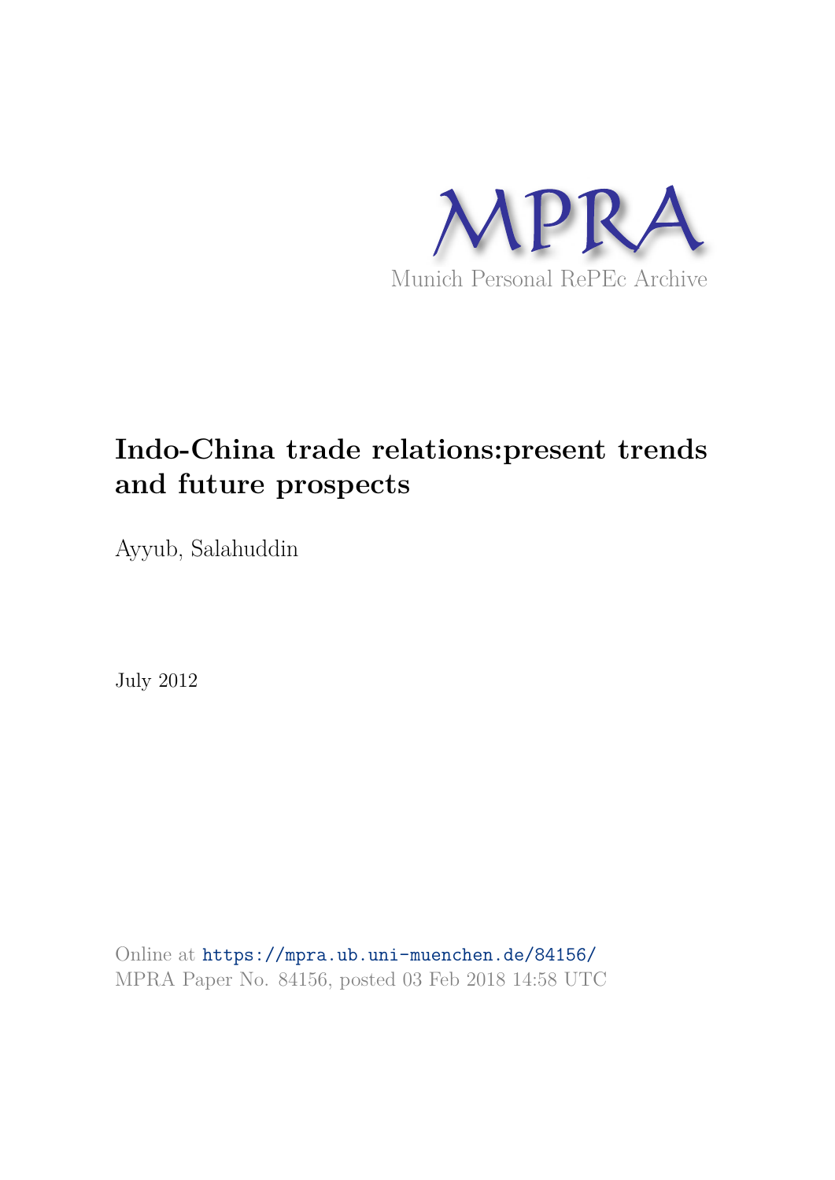MPRA

Munich Personal RePEc Archive

# Indo-China trade relations:present trends and future prospects

Ayyub, Salahuddin

July 2012

Online at https://mpra.ub.uni-muenchen.de/84156/
MPRA Paper No. 84156, posted 03 Feb 2018 14:58 UTC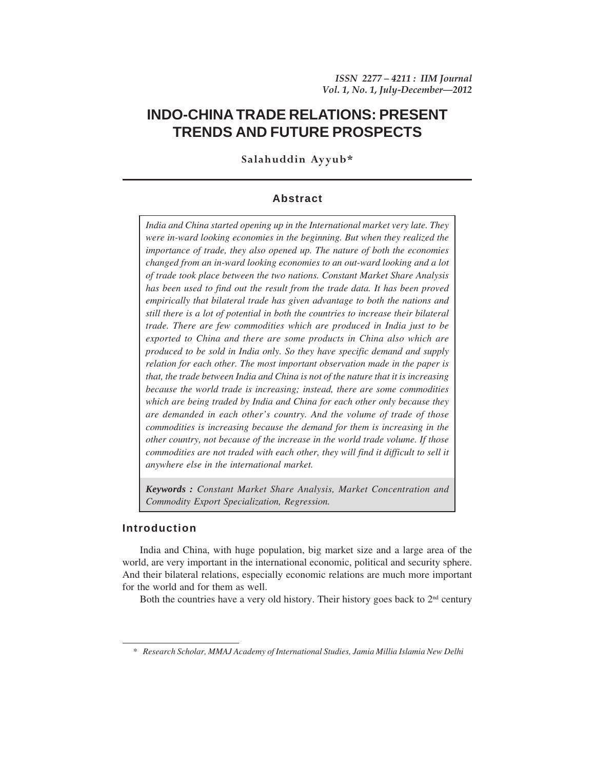# INDO-CHINA TRADE RELATIONS: PRESENT TRENDS AND FUTURE PROSPECTS

**Salahuddin Ayyub***

## Abstract

*India and China started opening up in the International market very late. They were in-ward looking economies in the beginning. But when they realized the importance of trade, they also opened up. The nature of both the economies changed from an in-ward looking economies to an out-ward looking and a lot of trade took place between the two nations. Constant Market Share Analysis has been used to find out the result from the trade data. It has been proved empirically that bilateral trade has given advantage to both the nations and still there is a lot of potential in both the countries to increase their bilateral trade. There are few commodities which are produced in India just to be exported to China and there are some products in China also which are produced to be sold in India only. So they have specific demand and supply relation for each other. The most important observation made in the paper is that, the trade between India and China is not of the nature that it is increasing because the world trade is increasing; instead, there are some commodities which are being traded by India and China for each other only because they are demanded in each other's country. And the volume of trade of those commodities is increasing because the demand for them is increasing in the other country, not because of the increase in the world trade volume. If those commodities are not traded with each other, they will find it difficult to sell it anywhere else in the international market.*

***Keywords :*** *Constant Market Share Analysis, Market Concentration and Commodity Export Specialization, Regression.*

## Introduction

India and China, with huge population, big market size and a large area of the world, are very important in the international economic, political and security sphere. And their bilateral relations, especially economic relations are much more important for the world and for them as well.

Both the countries have a very old history. Their history goes back to 2nd century

---

\* *Research Scholar, MMAJ Academy of International Studies, Jamia Millia Islamia New Delhi*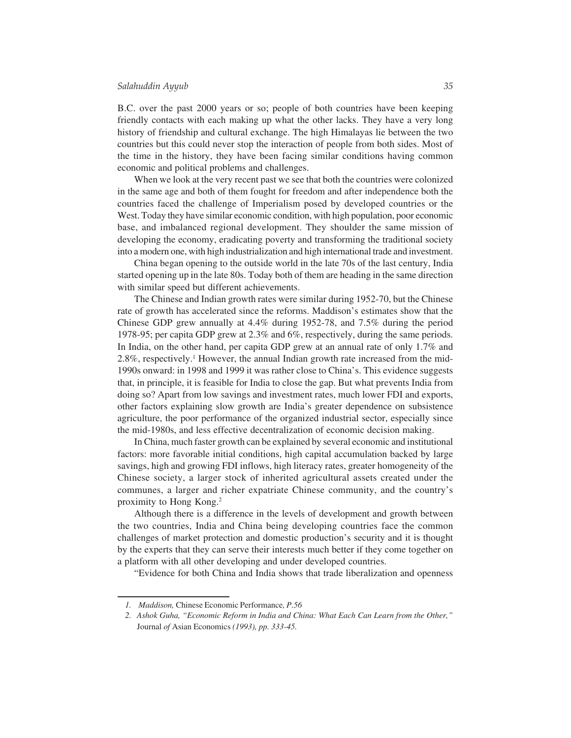B.C. over the past 2000 years or so; people of both countries have been keeping friendly contacts with each making up what the other lacks. They have a very long history of friendship and cultural exchange. The high Himalayas lie between the two countries but this could never stop the interaction of people from both sides. Most of the time in the history, they have been facing similar conditions having common economic and political problems and challenges.

When we look at the very recent past we see that both the countries were colonized in the same age and both of them fought for freedom and after independence both the countries faced the challenge of Imperialism posed by developed countries or the West. Today they have similar economic condition, with high population, poor economic base, and imbalanced regional development. They shoulder the same mission of developing the economy, eradicating poverty and transforming the traditional society into a modern one, with high industrialization and high international trade and investment.

China began opening to the outside world in the late 70s of the last century, India started opening up in the late 80s. Today both of them are heading in the same direction with similar speed but different achievements.

The Chinese and Indian growth rates were similar during 1952-70, but the Chinese rate of growth has accelerated since the reforms. Maddison's estimates show that the Chinese GDP grew annually at 4.4% during 1952-78, and 7.5% during the period 1978-95; per capita GDP grew at 2.3% and 6%, respectively, during the same periods. In India, on the other hand, per capita GDP grew at an annual rate of only 1.7% and 2.8%, respectively.[1] However, the annual Indian growth rate increased from the mid-1990s onward: in 1998 and 1999 it was rather close to China's. This evidence suggests that, in principle, it is feasible for India to close the gap. But what prevents India from doing so? Apart from low savings and investment rates, much lower FDI and exports, other factors explaining slow growth are India's greater dependence on subsistence agriculture, the poor performance of the organized industrial sector, especially since the mid-1980s, and less effective decentralization of economic decision making.

In China, much faster growth can be explained by several economic and institutional factors: more favorable initial conditions, high capital accumulation backed by large savings, high and growing FDI inflows, high literacy rates, greater homogeneity of the Chinese society, a larger stock of inherited agricultural assets created under the communes, a larger and richer expatriate Chinese community, and the country's proximity to Hong Kong.[2]

Although there is a difference in the levels of development and growth between the two countries, India and China being developing countries face the common challenges of market protection and domestic production's security and it is thought by the experts that they can serve their interests much better if they come together on a platform with all other developing and under developed countries.

"Evidence for both China and India shows that trade liberalization and openness

---

1. *Maddison,* Chinese Economic Performance*, P.56*
2. *Ashok Guha, "Economic Reform in India and China: What Each Can Learn from the Other,"* Journal *of* Asian Economics *(1993), pp. 333-45.*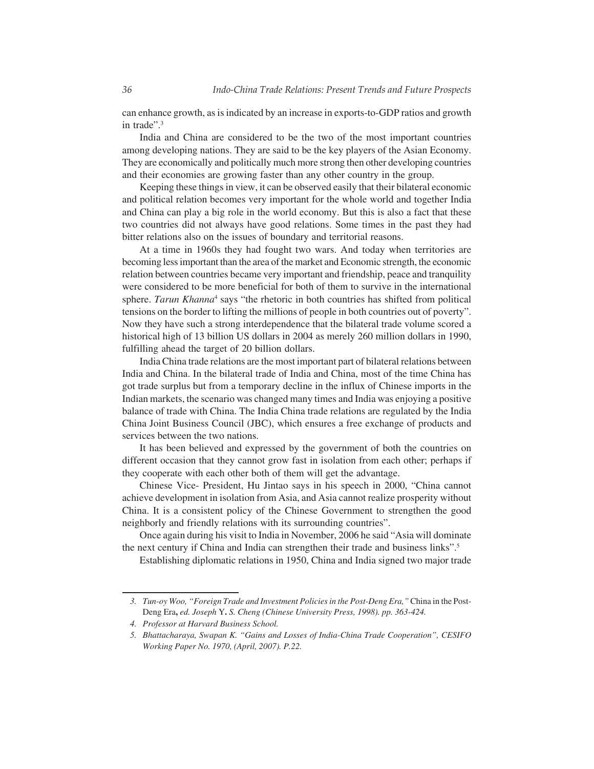can enhance growth, as is indicated by an increase in exports-to-GDP ratios and growth in trade".[3]

India and China are considered to be the two of the most important countries among developing nations. They are said to be the key players of the Asian Economy. They are economically and politically much more strong then other developing countries and their economies are growing faster than any other country in the group.

Keeping these things in view, it can be observed easily that their bilateral economic and political relation becomes very important for the whole world and together India and China can play a big role in the world economy. But this is also a fact that these two countries did not always have good relations. Some times in the past they had bitter relations also on the issues of boundary and territorial reasons.

At a time in 1960s they had fought two wars. And today when territories are becoming less important than the area of the market and Economic strength, the economic relation between countries became very important and friendship, peace and tranquility were considered to be more beneficial for both of them to survive in the international sphere. *Tarun Khanna*[4] says "the rhetoric in both countries has shifted from political tensions on the border to lifting the millions of people in both countries out of poverty". Now they have such a strong interdependence that the bilateral trade volume scored a historical high of 13 billion US dollars in 2004 as merely 260 million dollars in 1990, fulfilling ahead the target of 20 billion dollars.

India China trade relations are the most important part of bilateral relations between India and China. In the bilateral trade of India and China, most of the time China has got trade surplus but from a temporary decline in the influx of Chinese imports in the Indian markets, the scenario was changed many times and India was enjoying a positive balance of trade with China. The India China trade relations are regulated by the India China Joint Business Council (JBC), which ensures a free exchange of products and services between the two nations.

It has been believed and expressed by the government of both the countries on different occasion that they cannot grow fast in isolation from each other; perhaps if they cooperate with each other both of them will get the advantage.

Chinese Vice- President, Hu Jintao says in his speech in 2000, "China cannot achieve development in isolation from Asia, and Asia cannot realize prosperity without China. It is a consistent policy of the Chinese Government to strengthen the good neighborly and friendly relations with its surrounding countries".

Once again during his visit to India in November, 2006 he said "Asia will dominate the next century if China and India can strengthen their trade and business links".[5]

Establishing diplomatic relations in 1950, China and India signed two major trade

---

3. *Tun-oy Woo, "Foreign Trade and Investment Policies in the Post-Deng Era,"* China in the Post-Deng Era**,** *ed. Joseph* Y**.** *S. Cheng (Chinese University Press, 1998). pp. 363-424.*

4. *Professor at Harvard Business School.*

5. *Bhattacharaya, Swapan K. "Gains and Losses of India-China Trade Cooperation", CESIFO Working Paper No. 1970, (April, 2007). P.22.*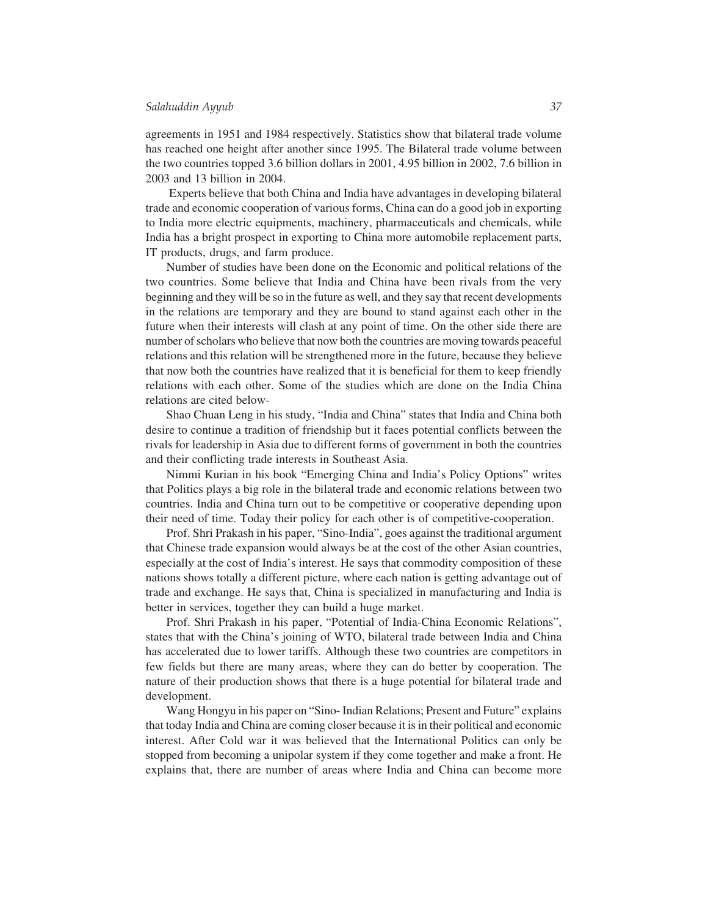agreements in 1951 and 1984 respectively. Statistics show that bilateral trade volume has reached one height after another since 1995. The Bilateral trade volume between the two countries topped 3.6 billion dollars in 2001, 4.95 billion in 2002, 7.6 billion in 2003 and 13 billion in 2004.

Experts believe that both China and India have advantages in developing bilateral trade and economic cooperation of various forms, China can do a good job in exporting to India more electric equipments, machinery, pharmaceuticals and chemicals, while India has a bright prospect in exporting to China more automobile replacement parts, IT products, drugs, and farm produce.

Number of studies have been done on the Economic and political relations of the two countries. Some believe that India and China have been rivals from the very beginning and they will be so in the future as well, and they say that recent developments in the relations are temporary and they are bound to stand against each other in the future when their interests will clash at any point of time. On the other side there are number of scholars who believe that now both the countries are moving towards peaceful relations and this relation will be strengthened more in the future, because they believe that now both the countries have realized that it is beneficial for them to keep friendly relations with each other. Some of the studies which are done on the India China relations are cited below-

Shao Chuan Leng in his study, "India and China" states that India and China both desire to continue a tradition of friendship but it faces potential conflicts between the rivals for leadership in Asia due to different forms of government in both the countries and their conflicting trade interests in Southeast Asia.

Nimmi Kurian in his book "Emerging China and India's Policy Options" writes that Politics plays a big role in the bilateral trade and economic relations between two countries. India and China turn out to be competitive or cooperative depending upon their need of time. Today their policy for each other is of competitive-cooperation.

Prof. Shri Prakash in his paper, "Sino-India", goes against the traditional argument that Chinese trade expansion would always be at the cost of the other Asian countries, especially at the cost of India's interest. He says that commodity composition of these nations shows totally a different picture, where each nation is getting advantage out of trade and exchange. He says that, China is specialized in manufacturing and India is better in services, together they can build a huge market.

Prof. Shri Prakash in his paper, "Potential of India-China Economic Relations", states that with the China's joining of WTO, bilateral trade between India and China has accelerated due to lower tariffs. Although these two countries are competitors in few fields but there are many areas, where they can do better by cooperation. The nature of their production shows that there is a huge potential for bilateral trade and development.

Wang Hongyu in his paper on "Sino- Indian Relations; Present and Future" explains that today India and China are coming closer because it is in their political and economic interest. After Cold war it was believed that the International Politics can only be stopped from becoming a unipolar system if they come together and make a front. He explains that, there are number of areas where India and China can become more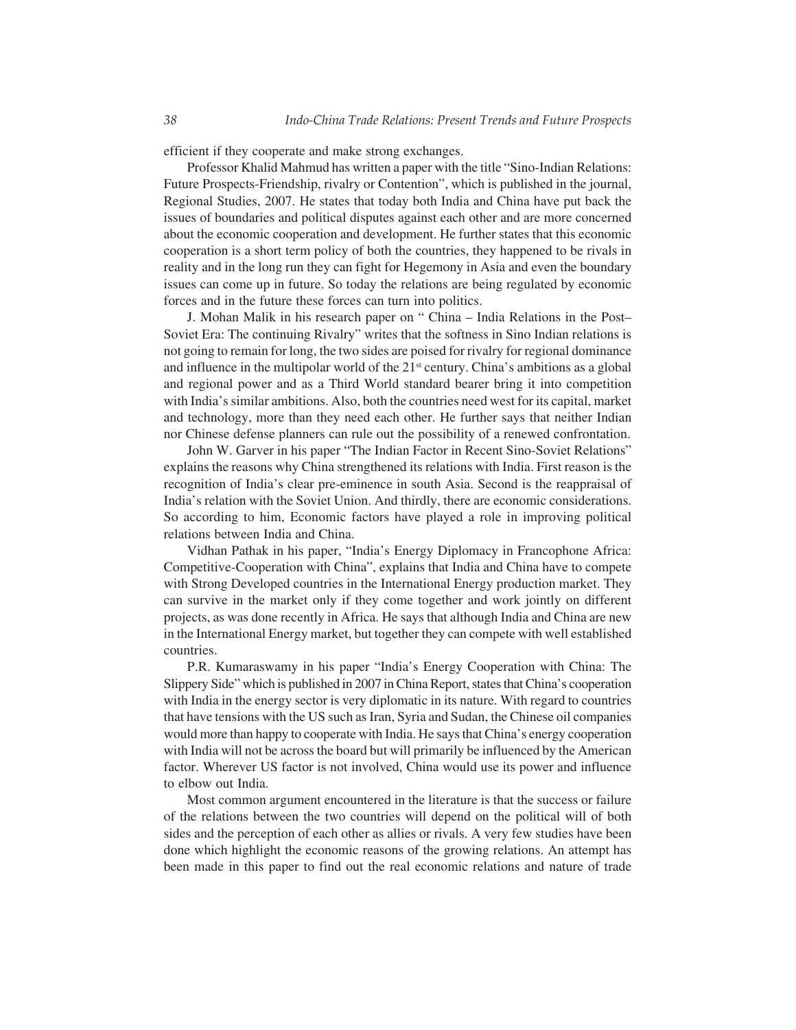efficient if they cooperate and make strong exchanges.

Professor Khalid Mahmud has written a paper with the title "Sino-Indian Relations: Future Prospects-Friendship, rivalry or Contention", which is published in the journal, Regional Studies, 2007. He states that today both India and China have put back the issues of boundaries and political disputes against each other and are more concerned about the economic cooperation and development. He further states that this economic cooperation is a short term policy of both the countries, they happened to be rivals in reality and in the long run they can fight for Hegemony in Asia and even the boundary issues can come up in future. So today the relations are being regulated by economic forces and in the future these forces can turn into politics.

J. Mohan Malik in his research paper on " China – India Relations in the Post–Soviet Era: The continuing Rivalry" writes that the softness in Sino Indian relations is not going to remain for long, the two sides are poised for rivalry for regional dominance and influence in the multipolar world of the 21st century. China's ambitions as a global and regional power and as a Third World standard bearer bring it into competition with India's similar ambitions. Also, both the countries need west for its capital, market and technology, more than they need each other. He further says that neither Indian nor Chinese defense planners can rule out the possibility of a renewed confrontation.

John W. Garver in his paper "The Indian Factor in Recent Sino-Soviet Relations" explains the reasons why China strengthened its relations with India. First reason is the recognition of India's clear pre-eminence in south Asia. Second is the reappraisal of India's relation with the Soviet Union. And thirdly, there are economic considerations. So according to him, Economic factors have played a role in improving political relations between India and China.

Vidhan Pathak in his paper, "India's Energy Diplomacy in Francophone Africa: Competitive-Cooperation with China", explains that India and China have to compete with Strong Developed countries in the International Energy production market. They can survive in the market only if they come together and work jointly on different projects, as was done recently in Africa. He says that although India and China are new in the International Energy market, but together they can compete with well established countries.

P.R. Kumaraswamy in his paper "India's Energy Cooperation with China: The Slippery Side" which is published in 2007 in China Report, states that China's cooperation with India in the energy sector is very diplomatic in its nature. With regard to countries that have tensions with the US such as Iran, Syria and Sudan, the Chinese oil companies would more than happy to cooperate with India. He says that China's energy cooperation with India will not be across the board but will primarily be influenced by the American factor. Wherever US factor is not involved, China would use its power and influence to elbow out India.

Most common argument encountered in the literature is that the success or failure of the relations between the two countries will depend on the political will of both sides and the perception of each other as allies or rivals. A very few studies have been done which highlight the economic reasons of the growing relations. An attempt has been made in this paper to find out the real economic relations and nature of trade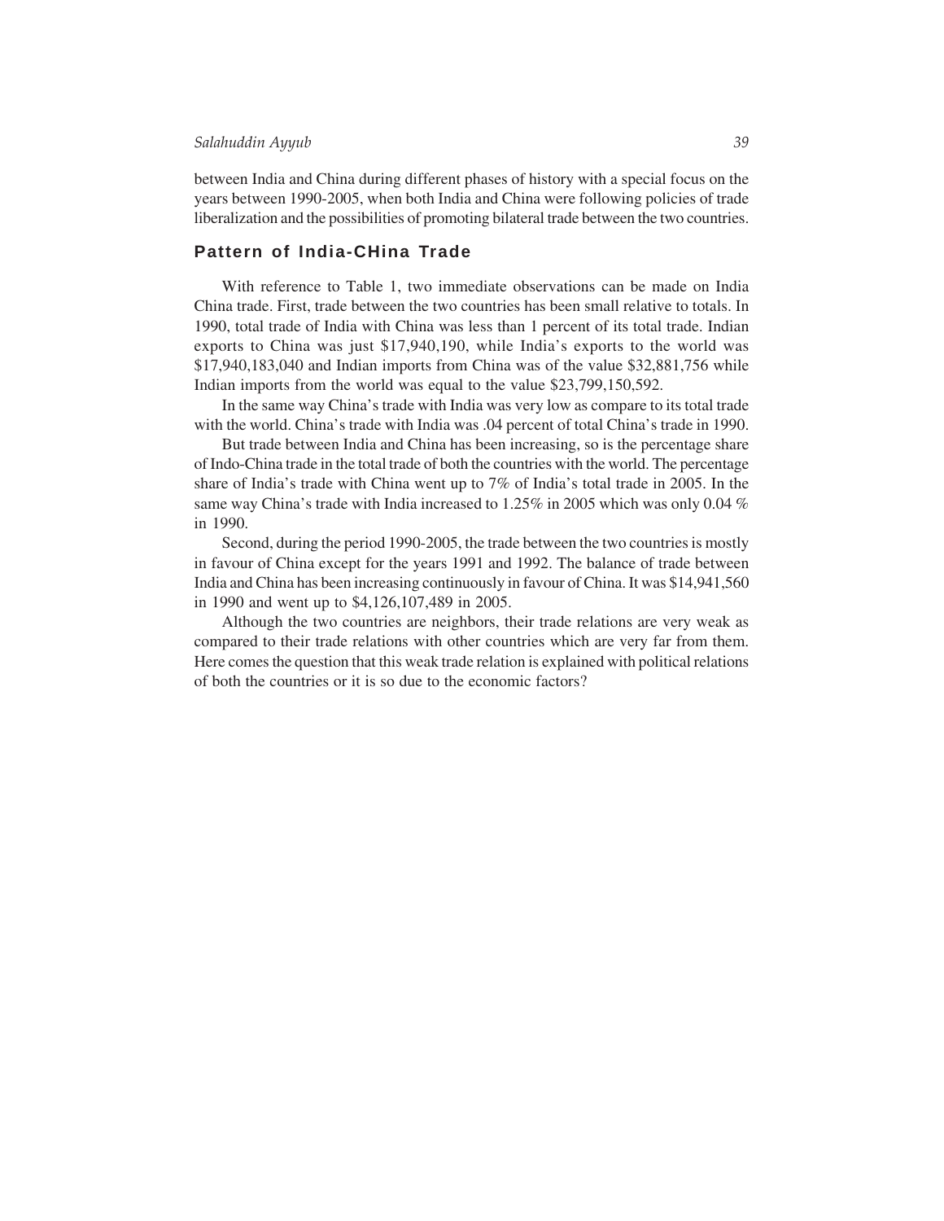between India and China during different phases of history with a special focus on the years between 1990-2005, when both India and China were following policies of trade liberalization and the possibilities of promoting bilateral trade between the two countries.

## Pattern of India-CHina Trade

With reference to Table 1, two immediate observations can be made on India China trade. First, trade between the two countries has been small relative to totals. In 1990, total trade of India with China was less than 1 percent of its total trade. Indian exports to China was just $17,940,190, while India's exports to the world was $17,940,183,040 and Indian imports from China was of the value $32,881,756 while Indian imports from the world was equal to the value $23,799,150,592.

In the same way China's trade with India was very low as compare to its total trade with the world. China's trade with India was .04 percent of total China's trade in 1990.

But trade between India and China has been increasing, so is the percentage share of Indo-China trade in the total trade of both the countries with the world. The percentage share of India's trade with China went up to 7% of India's total trade in 2005. In the same way China's trade with India increased to 1.25% in 2005 which was only 0.04 % in 1990.

Second, during the period 1990-2005, the trade between the two countries is mostly in favour of China except for the years 1991 and 1992. The balance of trade between India and China has been increasing continuously in favour of China. It was $14,941,560 in 1990 and went up to $4,126,107,489 in 2005.

Although the two countries are neighbors, their trade relations are very weak as compared to their trade relations with other countries which are very far from them. Here comes the question that this weak trade relation is explained with political relations of both the countries or it is so due to the economic factors?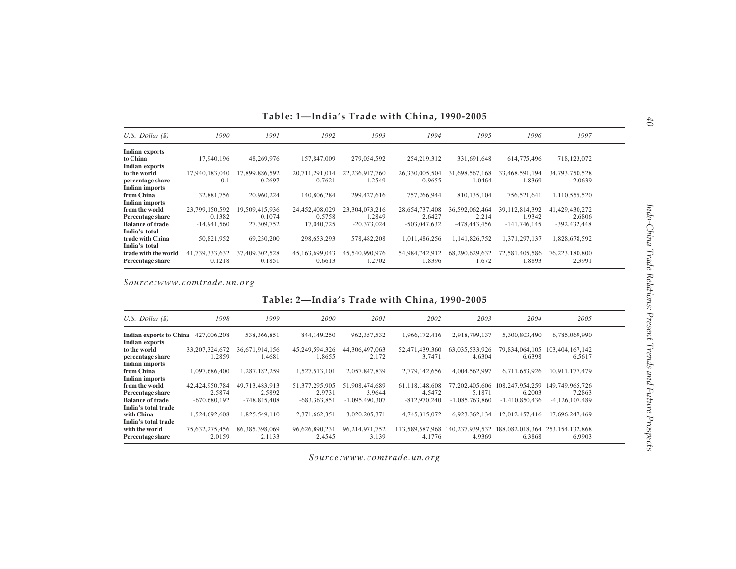**Table: 1—India's Trade with China, 1990-2005**

| *U.S. Dollar ($)* | *1990* | *1991* | *1992* | *1993* | *1994* | *1995* | *1996* | *1997* |
|---|---|---|---|---|---|---|---|---|
| **Indian exports to China** | 17,940,196 | 48,269,976 | 157,847,009 | 279,054,592 | 254,219,312 | 331,691,648 | 614,775,496 | 718,123,072 |
| **Indian exports to the world** | 17,940,183,040 | 17,899,886,592 | 20,711,291,014 | 22,236,917,760 | 26,330,005,504 | 31,698,567,168 | 33,468,591,194 | 34,793,750,528 |
| **percentage share** | 0.1 | 0.2697 | 0.7621 | 1.2549 | 0.9655 | 1.0464 | 1.8369 | 2.0639 |
| **Indian imports from China** | 32,881,756 | 20,960,224 | 140,806,284 | 299,427,616 | 757,266,944 | 810,135,104 | 756,521,641 | 1,110,555,520 |
| **Indian imports from the world** | 23,799,150,592 | 19,509,415,936 | 24,452,408,029 | 23,304,073,216 | 28,654,737,408 | 36,592,062,464 | 39,112,814,392 | 41,429,430,272 |
| **Percentage share** | 0.1382 | 0.1074 | 0.5758 | 1.2849 | 2.6427 | 2.214 | 1.9342 | 2.6806 |
| **Balance of trade** | -14,941,560 | 27,309,752 | 17,040,725 | -20,373,024 | -503,047,632 | -478,443,456 | -141,746,145 | -392,432,448 |
| **India's total trade with China** | 50,821,952 | 69,230,200 | 298,653,293 | 578,482,208 | 1,011,486,256 | 1,141,826,752 | 1,371,297,137 | 1,828,678,592 |
| **India's total trade with the world** | 41,739,333,632 | 37,409,302,528 | 45,163,699,043 | 45,540,990,976 | 54,984,742,912 | 68,290,629,632 | 72,581,405,586 | 76,223,180,800 |
| **Percentage share** | 0.1218 | 0.1851 | 0.6613 | 1.2702 | 1.8396 | 1.672 | 1.8893 | 2.3991 |

*Source:www.comtrade.un.org*

**Table: 2—India's Trade with China, 1990-2005**

| *U.S. Dollar ($)* | *1998* | *1999* | *2000* | *2001* | *2002* | *2003* | *2004* | *2005* |
|---|---|---|---|---|---|---|---|---|
| **Indian exports to China** | 427,006,208 | 538,366,851 | 844,149,250 | 962,357,532 | 1,966,172,416 | 2,918,799,137 | 5,300,803,490 | 6,785,069,990 |
| **Indian exports to the world** | 33,207,324,672 | 36,671,914,156 | 45,249,594,326 | 44,306,497,063 | 52,471,439,360 | 63,035,533,926 | 79,834,064,105 | 103,404,167,142 |
| **percentage share** | 1.2859 | 1.4681 | 1.8655 | 2.172 | 3.7471 | 4.6304 | 6.6398 | 6.5617 |
| **Indian imports from China** | 1,097,686,400 | 1,287,182,259 | 1,527,513,101 | 2,057,847,839 | 2,779,142,656 | 4,004,562,997 | 6,711,653,926 | 10,911,177,479 |
| **Indian imports from the world** | 42,424,950,784 | 49,713,483,913 | 51,377,295,905 | 51,908,474,689 | 61,118,148,608 | 77,202,405,606 | 108,247,954,259 | 149,749,965,726 |
| **Percentage share** | 2.5874 | 2.5892 | 2.9731 | 3.9644 | 4.5472 | 5.1871 | 6.2003 | 7.2863 |
| **Balance of trade** | -670,680,192 | -748,815,408 | -683,363,851 | -1,095,490,307 | -812,970,240 | -1,085,763,860 | -1,410,850,436 | -4,126,107,489 |
| **India's total trade with China** | 1,524,692,608 | 1,825,549,110 | 2,371,662,351 | 3,020,205,371 | 4,745,315,072 | 6,923,362,134 | 12,012,457,416 | 17,696,247,469 |
| **India's total trade with the world** | 75,632,275,456 | 86,385,398,069 | 96,626,890,231 | 96,214,971,752 | 113,589,587,968 | 140,237,939,532 | 188,082,018,364 | 253,154,132,868 |
| **Percentage share** | 2.0159 | 2.1133 | 2.4545 | 3.139 | 4.1776 | 4.9369 | 6.3868 | 6.9903 |

*Source:www.comtrade.un.org*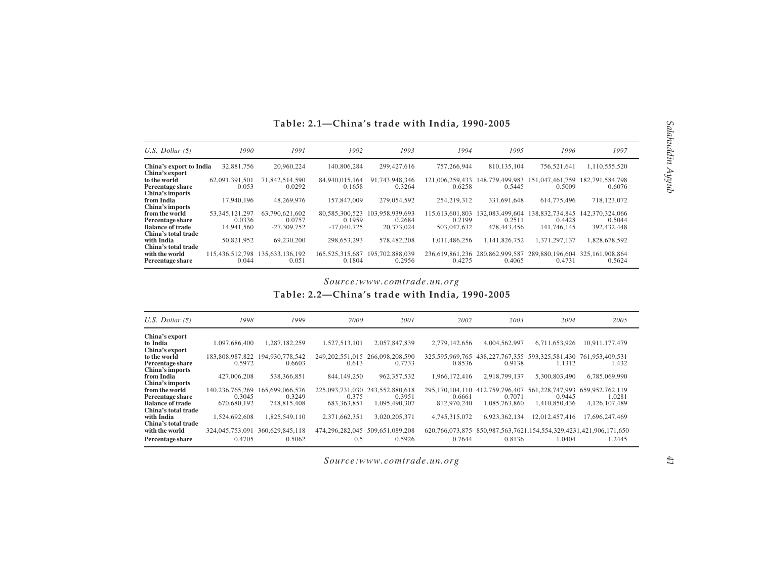**Table: 2.1—China's trade with India, 1990-2005**

| *U.S. Dollar ($)* | *1990* | *1991* | *1992* | *1993* | *1994* | *1995* | *1996* | *1997* |
|---|---|---|---|---|---|---|---|---|
| **China's export to India** | 32,881,756 | 20,960,224 | 140,806,284 | 299,427,616 | 757,266,944 | 810,135,104 | 756,521,641 | 1,110,555,520 |
| **China's export to the world** | 62,091,391,501 | 71,842,514,590 | 84,940,015,164 | 91,743,948,346 | 121,006,259,433 | 148,779,499,983 | 151,047,461,759 | 182,791,584,798 |
| **Percentage share** | 0.053 | 0.0292 | 0.1658 | 0.3264 | 0.6258 | 0.5445 | 0.5009 | 0.6076 |
| **China's imports from India** | 17,940,196 | 48,269,976 | 157,847,009 | 279,054,592 | 254,219,312 | 331,691,648 | 614,775,496 | 718,123,072 |
| **China's imports from the world** | 53,345,121,297 | 63,790,621,602 | 80,585,300,523 | 103,958,939,693 | 115,613,601,803 | 132,083,499,604 | 138,832,734,845 | 142,370,324,066 |
| **Percentage share** | 0.0336 | 0.0757 | 0.1959 | 0.2684 | 0.2199 | 0.2511 | 0.4428 | 0.5044 |
| **Balance of trade** | 14,941,560 | -27,309,752 | -17,040,725 | 20,373,024 | 503,047,632 | 478,443,456 | 141,746,145 | 392,432,448 |
| **China's total trade with India** | 50,821,952 | 69,230,200 | 298,653,293 | 578,482,208 | 1,011,486,256 | 1,141,826,752 | 1,371,297,137 | 1,828,678,592 |
| **China's total trade with the world** | 115,436,512,798 | 135,633,136,192 | 165,525,315,687 | 195,702,888,039 | 236,619,861,236 | 280,862,999,587 | 289,880,196,604 | 325,161,908,864 |
| **Percentage share** | 0.044 | 0.051 | 0.1804 | 0.2956 | 0.4275 | 0.4065 | 0.4731 | 0.5624 |

*Source:www.comtrade.un.org*

**Table: 2.2—China's trade with India, 1990-2005**

| *U.S. Dollar ($)* | *1998* | *1999* | *2000* | *2001* | *2002* | *2003* | *2004* | *2005* |
|---|---|---|---|---|---|---|---|---|
| **China's export to India** | 1,097,686,400 | 1,287,182,259 | 1,527,513,101 | 2,057,847,839 | 2,779,142,656 | 4,004,562,997 | 6,711,653,926 | 10,911,177,479 |
| **China's export to the world** | 183,808,987,822 | 194,930,778,542 | 249,202,551,015 | 266,098,208,590 | 325,595,969,765 | 438,227,767,355 | 593,325,581,430 | 761,953,409,531 |
| **Percentage share** | 0.5972 | 0.6603 | 0.613 | 0.7733 | 0.8536 | 0.9138 | 1.1312 | 1.432 |
| **China's imports from India** | 427,006,208 | 538,366,851 | 844,149,250 | 962,357,532 | 1,966,172,416 | 2,918,799,137 | 5,300,803,490 | 6,785,069,990 |
| **China's imports from the world** | 140,236,765,269 | 165,699,066,576 | 225,093,731,030 | 243,552,880,618 | 295,170,104,110 | 412,759,796,407 | 561,228,747,993 | 659,952,762,119 |
| **Percentage share** | 0.3045 | 0.3249 | 0.375 | 0.3951 | 0.6661 | 0.7071 | 0.9445 | 1.0281 |
| **Balance of trade** | 670,680,192 | 748,815,408 | 683,363,851 | 1,095,490,307 | 812,970,240 | 1,085,763,860 | 1,410,850,436 | 4,126,107,489 |
| **China's total trade with India** | 1,524,692,608 | 1,825,549,110 | 2,371,662,351 | 3,020,205,371 | 4,745,315,072 | 6,923,362,134 | 12,012,457,416 | 17,696,247,469 |
| **China's total trade with the world** | 324,045,753,091 | 360,629,845,118 | 474,296,282,045 | 509,651,089,208 | 620,766,073,875 | 850,987,563,762 | 1,154,554,329,423 | 1,421,906,171,650 |
| **Percentage share** | 0.4705 | 0.5062 | 0.5 | 0.5926 | 0.7644 | 0.8136 | 1.0404 | 1.2445 |

*Source:www.comtrade.un.org*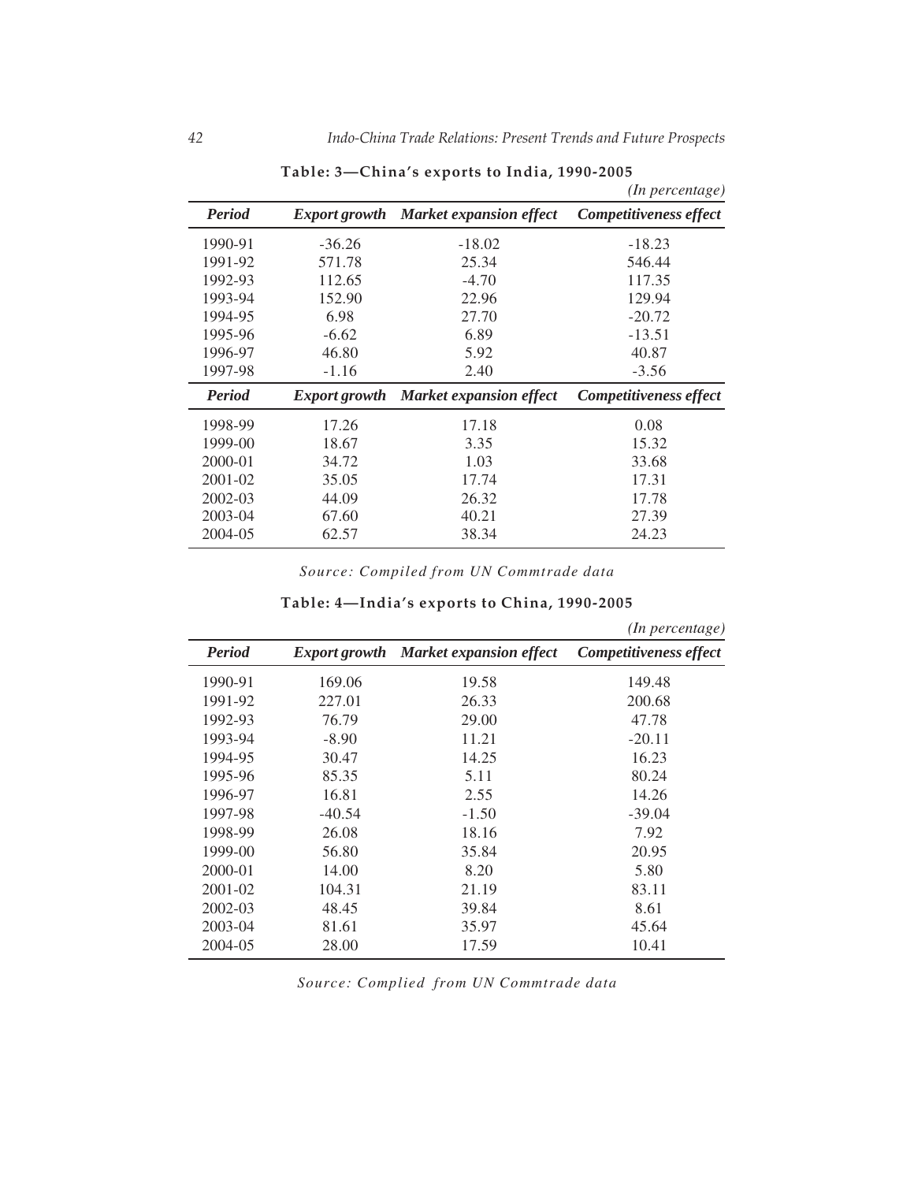**Table: 3—China's exports to India, 1990-2005**

*(In percentage)*

| *Period* | *Export growth* | *Market expansion effect* | *Competitiveness effect* |
|---|---|---|---|
| 1990-91 | -36.26 | -18.02 | -18.23 |
| 1991-92 | 571.78 | 25.34 | 546.44 |
| 1992-93 | 112.65 | -4.70 | 117.35 |
| 1993-94 | 152.90 | 22.96 | 129.94 |
| 1994-95 | 6.98 | 27.70 | -20.72 |
| 1995-96 | -6.62 | 6.89 | -13.51 |
| 1996-97 | 46.80 | 5.92 | 40.87 |
| 1997-98 | -1.16 | 2.40 | -3.56 |
| *Period* | *Export growth* | *Market expansion effect* | *Competitiveness effect* |
| 1998-99 | 17.26 | 17.18 | 0.08 |
| 1999-00 | 18.67 | 3.35 | 15.32 |
| 2000-01 | 34.72 | 1.03 | 33.68 |
| 2001-02 | 35.05 | 17.74 | 17.31 |
| 2002-03 | 44.09 | 26.32 | 17.78 |
| 2003-04 | 67.60 | 40.21 | 27.39 |
| 2004-05 | 62.57 | 38.34 | 24.23 |

*Source: Compiled from UN Commtrade data*

**Table: 4—India's exports to China, 1990-2005**

*(In percentage)*

| *Period* | *Export growth* | *Market expansion effect* | *Competitiveness effect* |
|---|---|---|---|
| 1990-91 | 169.06 | 19.58 | 149.48 |
| 1991-92 | 227.01 | 26.33 | 200.68 |
| 1992-93 | 76.79 | 29.00 | 47.78 |
| 1993-94 | -8.90 | 11.21 | -20.11 |
| 1994-95 | 30.47 | 14.25 | 16.23 |
| 1995-96 | 85.35 | 5.11 | 80.24 |
| 1996-97 | 16.81 | 2.55 | 14.26 |
| 1997-98 | -40.54 | -1.50 | -39.04 |
| 1998-99 | 26.08 | 18.16 | 7.92 |
| 1999-00 | 56.80 | 35.84 | 20.95 |
| 2000-01 | 14.00 | 8.20 | 5.80 |
| 2001-02 | 104.31 | 21.19 | 83.11 |
| 2002-03 | 48.45 | 39.84 | 8.61 |
| 2003-04 | 81.61 | 35.97 | 45.64 |
| 2004-05 | 28.00 | 17.59 | 10.41 |

*Source: Complied from UN Commtrade data*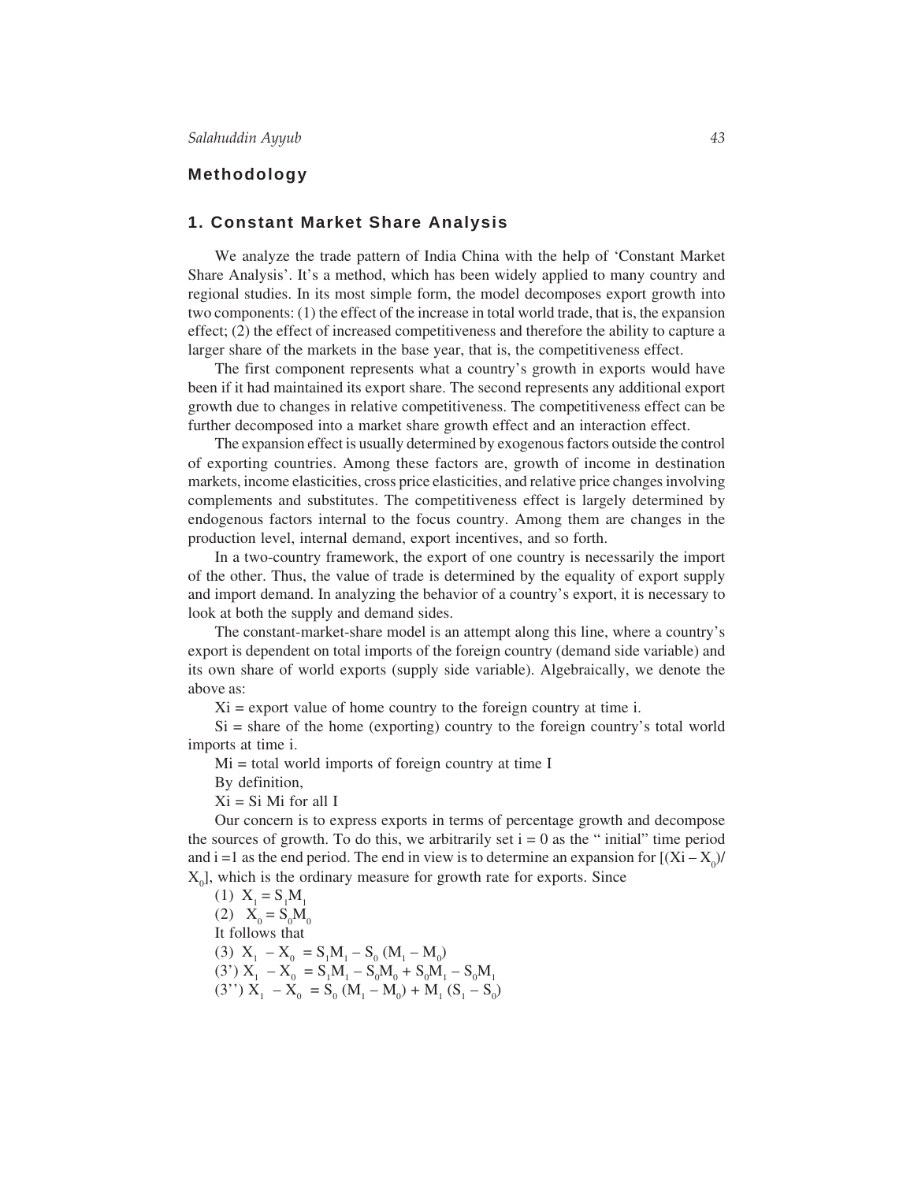## Methodology

### 1. Constant Market Share Analysis

We analyze the trade pattern of India China with the help of 'Constant Market Share Analysis'. It's a method, which has been widely applied to many country and regional studies. In its most simple form, the model decomposes export growth into two components: (1) the effect of the increase in total world trade, that is, the expansion effect; (2) the effect of increased competitiveness and therefore the ability to capture a larger share of the markets in the base year, that is, the competitiveness effect.

The first component represents what a country's growth in exports would have been if it had maintained its export share. The second represents any additional export growth due to changes in relative competitiveness. The competitiveness effect can be further decomposed into a market share growth effect and an interaction effect.

The expansion effect is usually determined by exogenous factors outside the control of exporting countries. Among these factors are, growth of income in destination markets, income elasticities, cross price elasticities, and relative price changes involving complements and substitutes. The competitiveness effect is largely determined by endogenous factors internal to the focus country. Among them are changes in the production level, internal demand, export incentives, and so forth.

In a two-country framework, the export of one country is necessarily the import of the other. Thus, the value of trade is determined by the equality of export supply and import demand. In analyzing the behavior of a country's export, it is necessary to look at both the supply and demand sides.

The constant-market-share model is an attempt along this line, where a country's export is dependent on total imports of the foreign country (demand side variable) and its own share of world exports (supply side variable). Algebraically, we denote the above as:

$Xi$ = export value of home country to the foreign country at time i.

$Si$ = share of the home (exporting) country to the foreign country's total world imports at time i.

$Mi$ = total world imports of foreign country at time I

By definition,

$Xi = Si\ Mi$ for all I

Our concern is to express exports in terms of percentage growth and decompose the sources of growth. To do this, we arbitrarily set i = 0 as the " initial" time period and i =1 as the end period. The end in view is to determine an expansion for $[(Xi - X_0)/X_0]$, which is the ordinary measure for growth rate for exports. Since

(1) $X_1 = S_1M_1$

(2) $X_0 = S_0M_0$

It follows that

(3) $X_1 - X_0 = S_1M_1 - S_0\ (M_1 - M_0)$

(3') $X_1 - X_0 = S_1M_1 - S_0M_0 + S_0M_1 - S_0M_1$

(3'') $X_1 - X_0 = S_0\ (M_1 - M_0) + M_1\ (S_1 - S_0)$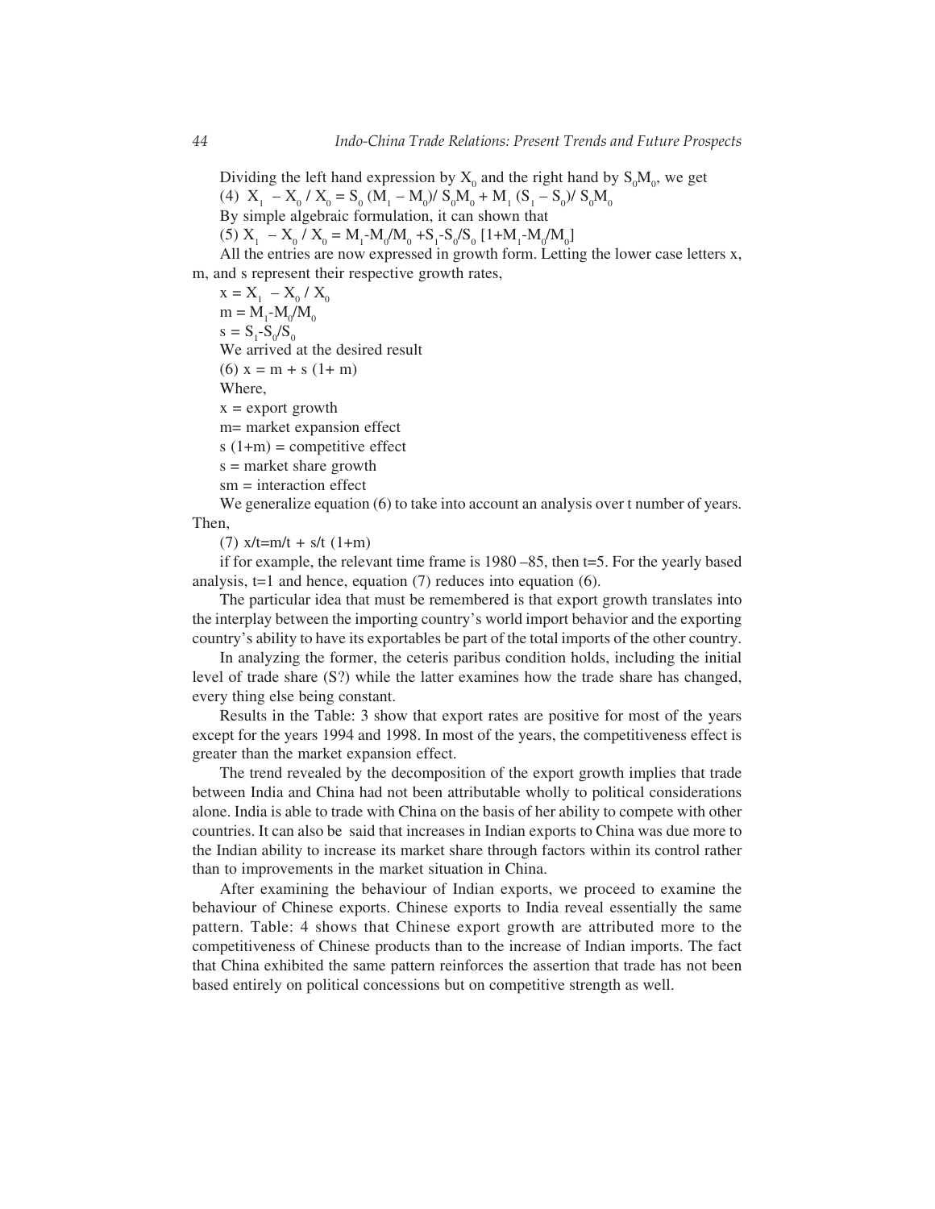Dividing the left hand expression by $X_0$ and the right hand by $S_0M_0$, we get

(4) $X_1 - X_0 / X_0 = S_0 (M_1 - M_0)/ S_0M_0 + M_1 (S_1 - S_0)/ S_0M_0$

By simple algebraic formulation, it can shown that

(5) $X_1 - X_0 / X_0 = M_1\text{-}M_0/M_0 + S_1\text{-}S_0/S_0 \ [1+M_1\text{-}M_0/M_0]$

All the entries are now expressed in growth form. Letting the lower case letters x, m, and s represent their respective growth rates,

$x = X_1 - X_0 / X_0$

$m = M_1\text{-}M_0/M_0$

$s = S_1\text{-}S_0/S_0$

We arrived at the desired result

(6) $x = m + s (1+ m)$

Where,

x = export growth

m= market expansion effect

s (1+m) = competitive effect

s = market share growth

sm = interaction effect

We generalize equation (6) to take into account an analysis over t number of years. Then,

(7) $x/t=m/t + s/t (1+m)$

if for example, the relevant time frame is 1980 –85, then t=5. For the yearly based analysis, t=1 and hence, equation (7) reduces into equation (6).

The particular idea that must be remembered is that export growth translates into the interplay between the importing country's world import behavior and the exporting country's ability to have its exportables be part of the total imports of the other country.

In analyzing the former, the ceteris paribus condition holds, including the initial level of trade share (S?) while the latter examines how the trade share has changed, every thing else being constant.

Results in the Table: 3 show that export rates are positive for most of the years except for the years 1994 and 1998. In most of the years, the competitiveness effect is greater than the market expansion effect.

The trend revealed by the decomposition of the export growth implies that trade between India and China had not been attributable wholly to political considerations alone. India is able to trade with China on the basis of her ability to compete with other countries. It can also be said that increases in Indian exports to China was due more to the Indian ability to increase its market share through factors within its control rather than to improvements in the market situation in China.

After examining the behaviour of Indian exports, we proceed to examine the behaviour of Chinese exports. Chinese exports to India reveal essentially the same pattern. Table: 4 shows that Chinese export growth are attributed more to the competitiveness of Chinese products than to the increase of Indian imports. The fact that China exhibited the same pattern reinforces the assertion that trade has not been based entirely on political concessions but on competitive strength as well.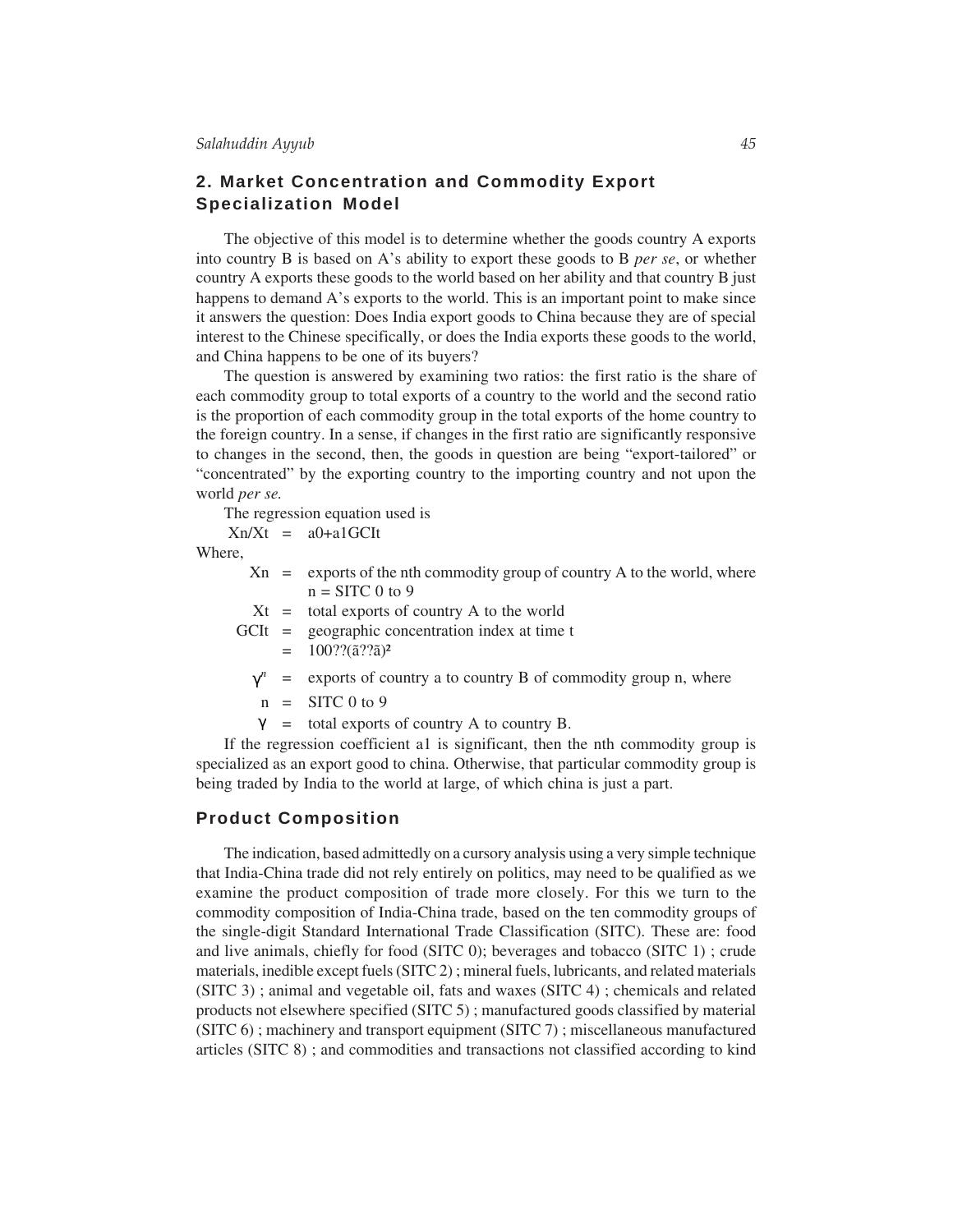## 2. Market Concentration and Commodity Export Specialization Model

The objective of this model is to determine whether the goods country A exports into country B is based on A's ability to export these goods to B *per se*, or whether country A exports these goods to the world based on her ability and that country B just happens to demand A's exports to the world. This is an important point to make since it answers the question: Does India export goods to China because they are of special interest to the Chinese specifically, or does the India exports these goods to the world, and China happens to be one of its buyers?

The question is answered by examining two ratios: the first ratio is the share of each commodity group to total exports of a country to the world and the second ratio is the proportion of each commodity group in the total exports of the home country to the foreign country. In a sense, if changes in the first ratio are significantly responsive to changes in the second, then, the goods in question are being "export-tailored" or "concentrated" by the exporting country to the importing country and not upon the world *per se.*

The regression equation used is

Xn/Xt = a0+a1GCIt

Where,

Xn = exports of the nth commodity group of country A to the world, where n = SITC 0 to 9

Xt = total exports of country A to the world

GCIt = geographic concentration index at time t

= 100??(ã??ã)²

$\gamma^n$ = exports of country a to country B of commodity group n, where

n = SITC 0 to 9

$\gamma$ = total exports of country A to country B.

If the regression coefficient a1 is significant, then the nth commodity group is specialized as an export good to china. Otherwise, that particular commodity group is being traded by India to the world at large, of which china is just a part.

## Product Composition

The indication, based admittedly on a cursory analysis using a very simple technique that India-China trade did not rely entirely on politics, may need to be qualified as we examine the product composition of trade more closely. For this we turn to the commodity composition of India-China trade, based on the ten commodity groups of the single-digit Standard International Trade Classification (SITC). These are: food and live animals, chiefly for food (SITC 0); beverages and tobacco (SITC 1) ; crude materials, inedible except fuels (SITC 2) ; mineral fuels, lubricants, and related materials (SITC 3) ; animal and vegetable oil, fats and waxes (SITC 4) ; chemicals and related products not elsewhere specified (SITC 5) ; manufactured goods classified by material (SITC 6) ; machinery and transport equipment (SITC 7) ; miscellaneous manufactured articles (SITC 8) ; and commodities and transactions not classified according to kind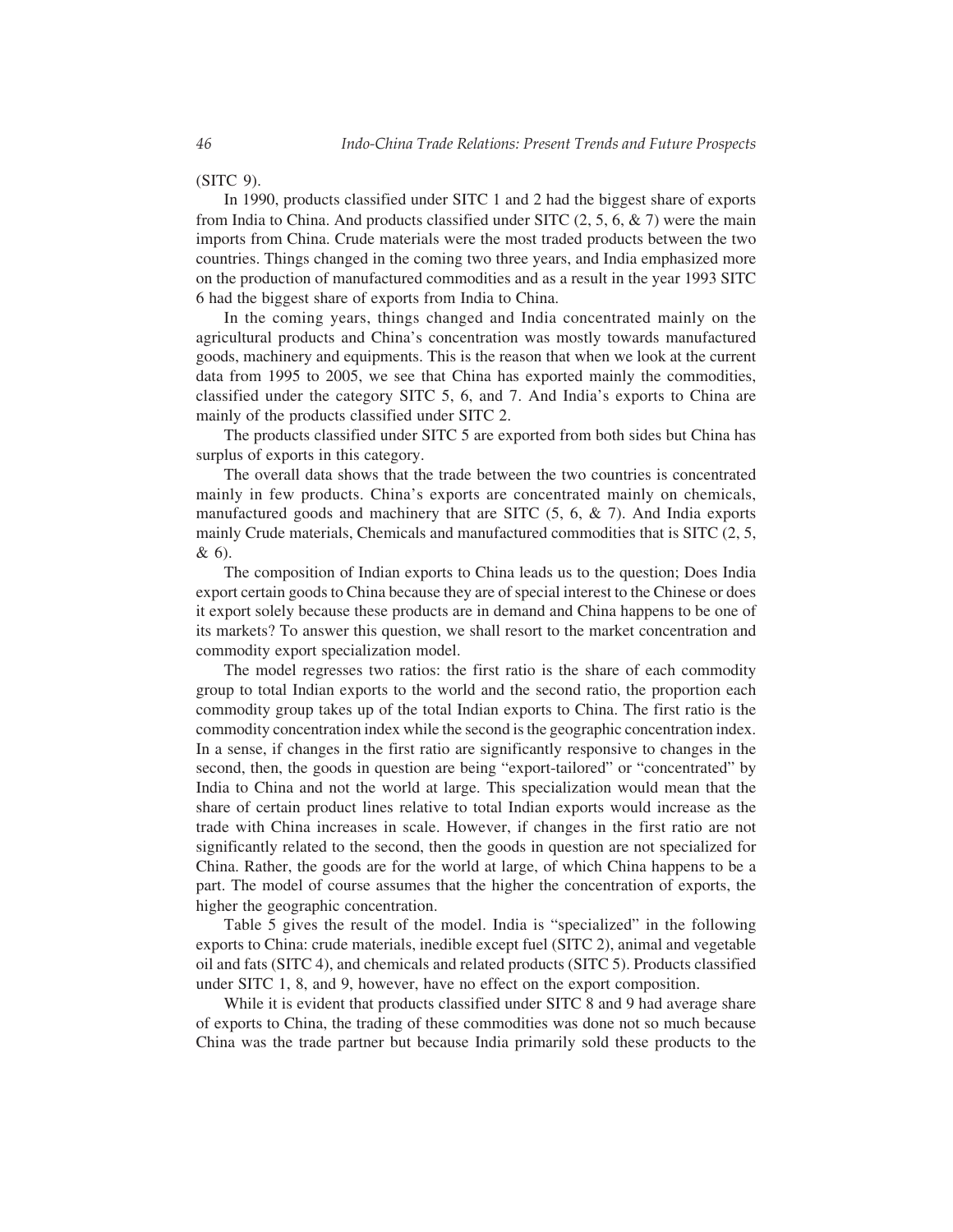(SITC 9).

In 1990, products classified under SITC 1 and 2 had the biggest share of exports from India to China. And products classified under SITC (2, 5, 6, & 7) were the main imports from China. Crude materials were the most traded products between the two countries. Things changed in the coming two three years, and India emphasized more on the production of manufactured commodities and as a result in the year 1993 SITC 6 had the biggest share of exports from India to China.

In the coming years, things changed and India concentrated mainly on the agricultural products and China's concentration was mostly towards manufactured goods, machinery and equipments. This is the reason that when we look at the current data from 1995 to 2005, we see that China has exported mainly the commodities, classified under the category SITC 5, 6, and 7. And India's exports to China are mainly of the products classified under SITC 2.

The products classified under SITC 5 are exported from both sides but China has surplus of exports in this category.

The overall data shows that the trade between the two countries is concentrated mainly in few products. China's exports are concentrated mainly on chemicals, manufactured goods and machinery that are SITC (5, 6, & 7). And India exports mainly Crude materials, Chemicals and manufactured commodities that is SITC (2, 5, & 6).

The composition of Indian exports to China leads us to the question; Does India export certain goods to China because they are of special interest to the Chinese or does it export solely because these products are in demand and China happens to be one of its markets? To answer this question, we shall resort to the market concentration and commodity export specialization model.

The model regresses two ratios: the first ratio is the share of each commodity group to total Indian exports to the world and the second ratio, the proportion each commodity group takes up of the total Indian exports to China. The first ratio is the commodity concentration index while the second is the geographic concentration index. In a sense, if changes in the first ratio are significantly responsive to changes in the second, then, the goods in question are being "export-tailored" or "concentrated" by India to China and not the world at large. This specialization would mean that the share of certain product lines relative to total Indian exports would increase as the trade with China increases in scale. However, if changes in the first ratio are not significantly related to the second, then the goods in question are not specialized for China. Rather, the goods are for the world at large, of which China happens to be a part. The model of course assumes that the higher the concentration of exports, the higher the geographic concentration.

Table 5 gives the result of the model. India is "specialized" in the following exports to China: crude materials, inedible except fuel (SITC 2), animal and vegetable oil and fats (SITC 4), and chemicals and related products (SITC 5). Products classified under SITC 1, 8, and 9, however, have no effect on the export composition.

While it is evident that products classified under SITC 8 and 9 had average share of exports to China, the trading of these commodities was done not so much because China was the trade partner but because India primarily sold these products to the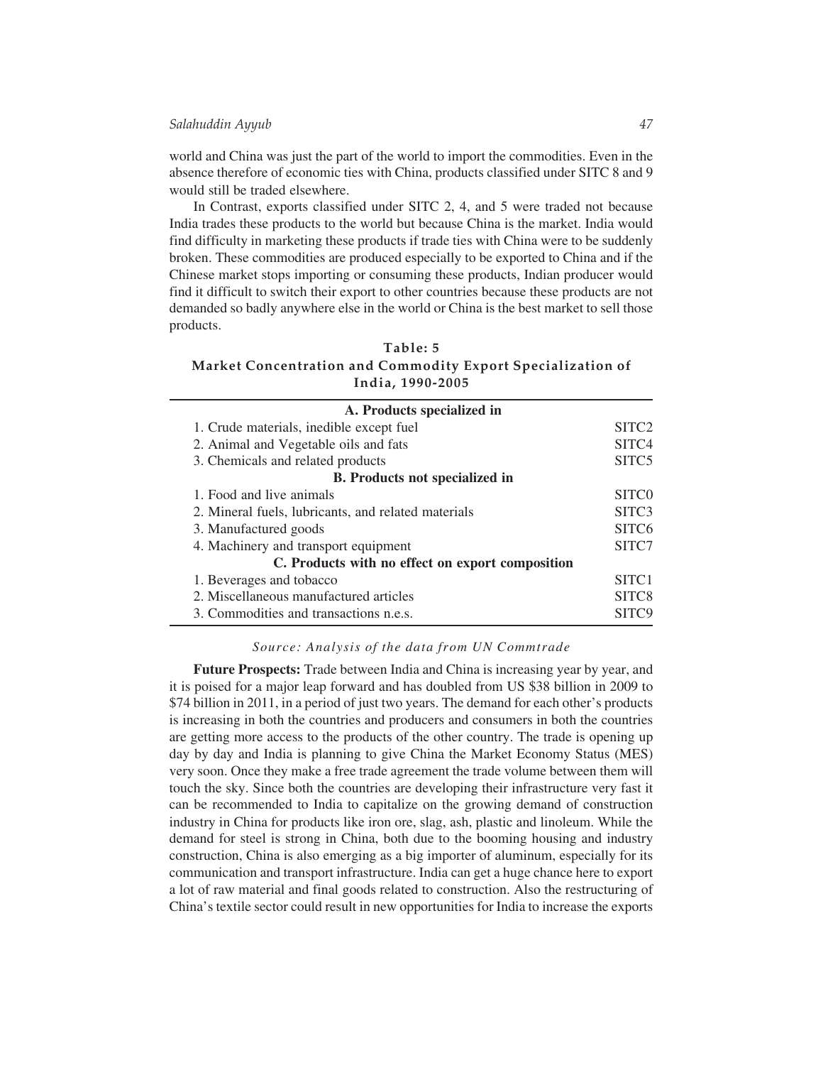world and China was just the part of the world to import the commodities. Even in the absence therefore of economic ties with China, products classified under SITC 8 and 9 would still be traded elsewhere.

In Contrast, exports classified under SITC 2, 4, and 5 were traded not because India trades these products to the world but because China is the market. India would find difficulty in marketing these products if trade ties with China were to be suddenly broken. These commodities are produced especially to be exported to China and if the Chinese market stops importing or consuming these products, Indian producer would find it difficult to switch their export to other countries because these products are not demanded so badly anywhere else in the world or China is the best market to sell those products.

**Table: 5**
**Market Concentration and Commodity Export Specialization of India, 1990-2005**

| A. Products specialized in | |
|---|---|
| 1. Crude materials, inedible except fuel | SITC2 |
| 2. Animal and Vegetable oils and fats | SITC4 |
| 3. Chemicals and related products | SITC5 |
| **B. Products not specialized in** | |
| 1. Food and live animals | SITC0 |
| 2. Mineral fuels, lubricants, and related materials | SITC3 |
| 3. Manufactured goods | SITC6 |
| 4. Machinery and transport equipment | SITC7 |
| **C. Products with no effect on export composition** | |
| 1. Beverages and tobacco | SITC1 |
| 2. Miscellaneous manufactured articles | SITC8 |
| 3. Commodities and transactions n.e.s. | SITC9 |

*Source: Analysis of the data from UN Commtrade*

**Future Prospects:** Trade between India and China is increasing year by year, and it is poised for a major leap forward and has doubled from US $38 billion in 2009 to $74 billion in 2011, in a period of just two years. The demand for each other's products is increasing in both the countries and producers and consumers in both the countries are getting more access to the products of the other country. The trade is opening up day by day and India is planning to give China the Market Economy Status (MES) very soon. Once they make a free trade agreement the trade volume between them will touch the sky. Since both the countries are developing their infrastructure very fast it can be recommended to India to capitalize on the growing demand of construction industry in China for products like iron ore, slag, ash, plastic and linoleum. While the demand for steel is strong in China, both due to the booming housing and industry construction, China is also emerging as a big importer of aluminum, especially for its communication and transport infrastructure. India can get a huge chance here to export a lot of raw material and final goods related to construction. Also the restructuring of China's textile sector could result in new opportunities for India to increase the exports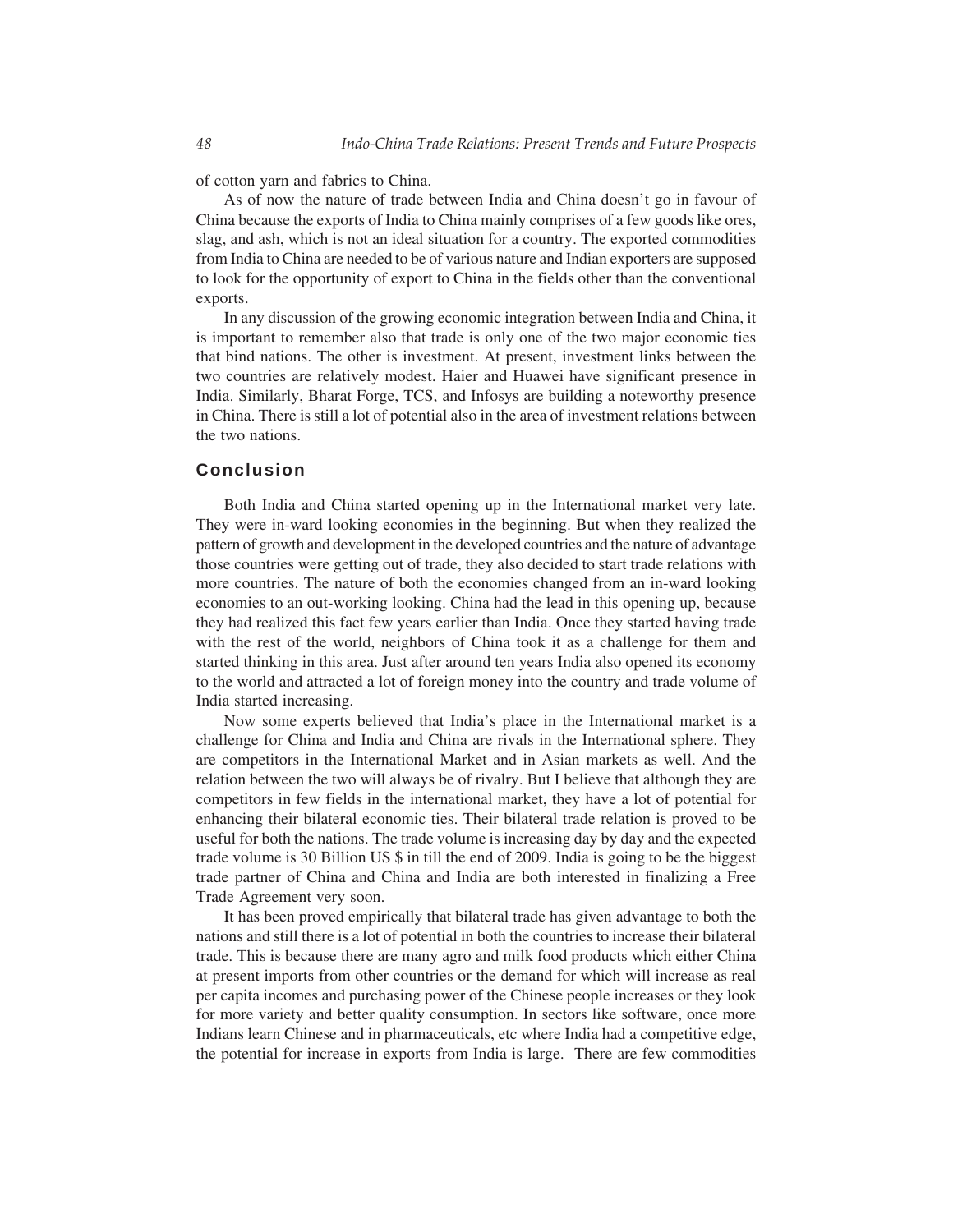of cotton yarn and fabrics to China.

As of now the nature of trade between India and China doesn't go in favour of China because the exports of India to China mainly comprises of a few goods like ores, slag, and ash, which is not an ideal situation for a country. The exported commodities from India to China are needed to be of various nature and Indian exporters are supposed to look for the opportunity of export to China in the fields other than the conventional exports.

In any discussion of the growing economic integration between India and China, it is important to remember also that trade is only one of the two major economic ties that bind nations. The other is investment. At present, investment links between the two countries are relatively modest. Haier and Huawei have significant presence in India. Similarly, Bharat Forge, TCS, and Infosys are building a noteworthy presence in China. There is still a lot of potential also in the area of investment relations between the two nations.

## Conclusion

Both India and China started opening up in the International market very late. They were in-ward looking economies in the beginning. But when they realized the pattern of growth and development in the developed countries and the nature of advantage those countries were getting out of trade, they also decided to start trade relations with more countries. The nature of both the economies changed from an in-ward looking economies to an out-working looking. China had the lead in this opening up, because they had realized this fact few years earlier than India. Once they started having trade with the rest of the world, neighbors of China took it as a challenge for them and started thinking in this area. Just after around ten years India also opened its economy to the world and attracted a lot of foreign money into the country and trade volume of India started increasing.

Now some experts believed that India's place in the International market is a challenge for China and India and China are rivals in the International sphere. They are competitors in the International Market and in Asian markets as well. And the relation between the two will always be of rivalry. But I believe that although they are competitors in few fields in the international market, they have a lot of potential for enhancing their bilateral economic ties. Their bilateral trade relation is proved to be useful for both the nations. The trade volume is increasing day by day and the expected trade volume is 30 Billion US $ in till the end of 2009. India is going to be the biggest trade partner of China and China and India are both interested in finalizing a Free Trade Agreement very soon.

It has been proved empirically that bilateral trade has given advantage to both the nations and still there is a lot of potential in both the countries to increase their bilateral trade. This is because there are many agro and milk food products which either China at present imports from other countries or the demand for which will increase as real per capita incomes and purchasing power of the Chinese people increases or they look for more variety and better quality consumption. In sectors like software, once more Indians learn Chinese and in pharmaceuticals, etc where India had a competitive edge, the potential for increase in exports from India is large. There are few commodities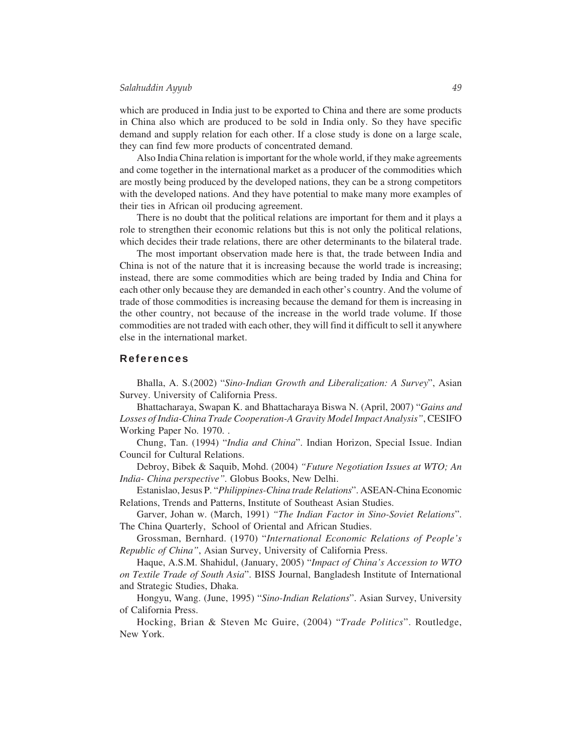which are produced in India just to be exported to China and there are some products in China also which are produced to be sold in India only. So they have specific demand and supply relation for each other. If a close study is done on a large scale, they can find few more products of concentrated demand.

Also India China relation is important for the whole world, if they make agreements and come together in the international market as a producer of the commodities which are mostly being produced by the developed nations, they can be a strong competitors with the developed nations. And they have potential to make many more examples of their ties in African oil producing agreement.

There is no doubt that the political relations are important for them and it plays a role to strengthen their economic relations but this is not only the political relations, which decides their trade relations, there are other determinants to the bilateral trade.

The most important observation made here is that, the trade between India and China is not of the nature that it is increasing because the world trade is increasing; instead, there are some commodities which are being traded by India and China for each other only because they are demanded in each other's country. And the volume of trade of those commodities is increasing because the demand for them is increasing in the other country, not because of the increase in the world trade volume. If those commodities are not traded with each other, they will find it difficult to sell it anywhere else in the international market.

## References

Bhalla, A. S.(2002) "*Sino-Indian Growth and Liberalization: A Survey*", Asian Survey. University of California Press.

Bhattacharaya, Swapan K. and Bhattacharaya Biswa N. (April, 2007) "*Gains and Losses of India-China Trade Cooperation-A Gravity Model Impact Analysis"*, CESIFO Working Paper No. 1970. .

Chung, Tan. (1994) "*India and China*". Indian Horizon, Special Issue. Indian Council for Cultural Relations.

Debroy, Bibek & Saquib, Mohd. (2004) *"Future Negotiation Issues at WTO; An India- China perspective".* Globus Books, New Delhi.

Estanislao, Jesus P. "*Philippines-China trade Relations*". ASEAN-China Economic Relations, Trends and Patterns, Institute of Southeast Asian Studies.

Garver, Johan w. (March, 1991) *"The Indian Factor in Sino-Soviet Relations*". The China Quarterly, School of Oriental and African Studies.

Grossman, Bernhard. (1970) "*International Economic Relations of People's Republic of China"*, Asian Survey, University of California Press.

Haque, A.S.M. Shahidul, (January, 2005) "*Impact of China's Accession to WTO on Textile Trade of South Asia*". BISS Journal, Bangladesh Institute of International and Strategic Studies, Dhaka.

Hongyu, Wang. (June, 1995) "*Sino-Indian Relations*". Asian Survey, University of California Press.

Hocking, Brian & Steven Mc Guire, (2004) "*Trade Politics*". Routledge, New York.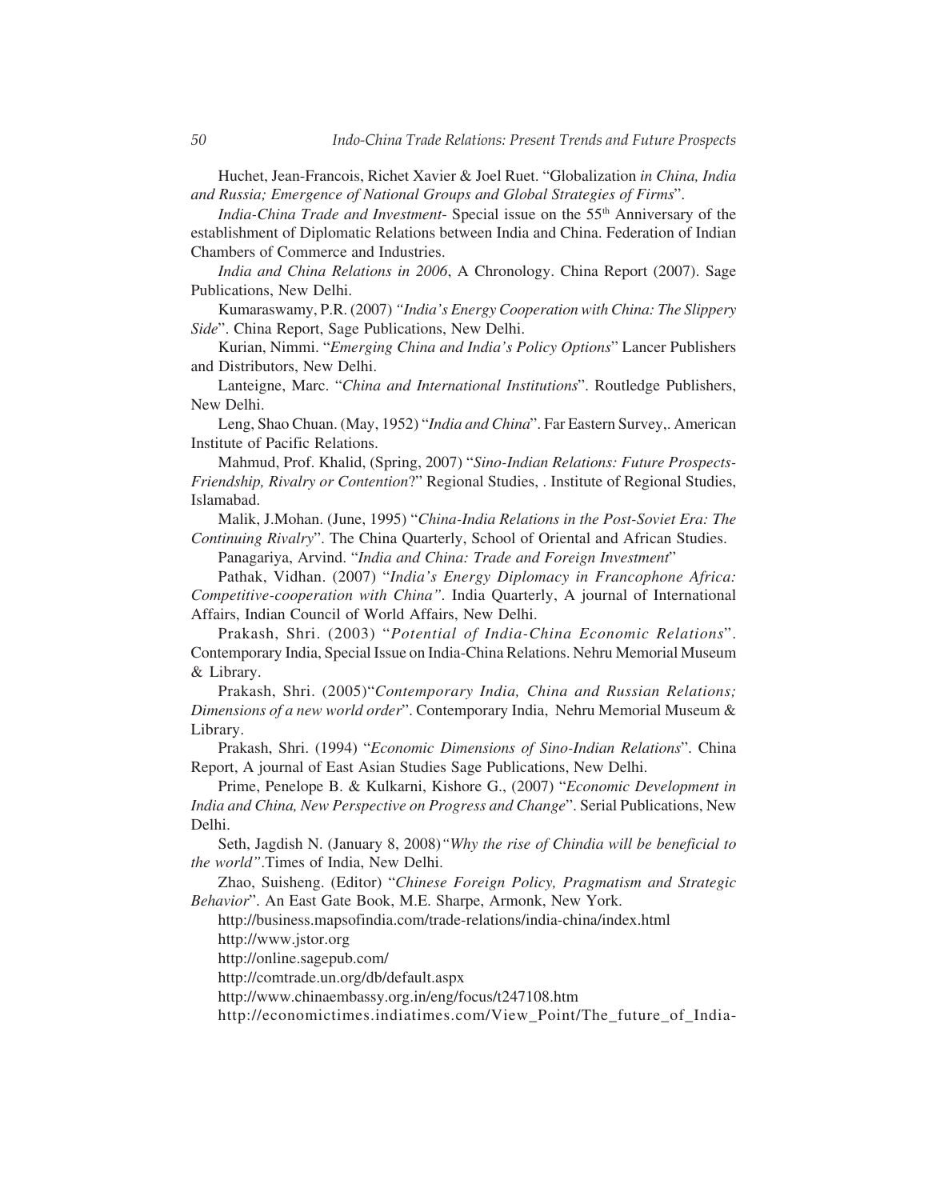Huchet, Jean-Francois, Richet Xavier & Joel Ruet. "Globalization *in China, India and Russia; Emergence of National Groups and Global Strategies of Firms*".

*India-China Trade and Investment*- Special issue on the 55th Anniversary of the establishment of Diplomatic Relations between India and China. Federation of Indian Chambers of Commerce and Industries.

*India and China Relations in 2006*, A Chronology. China Report (2007). Sage Publications, New Delhi.

Kumaraswamy, P.R. (2007) *"India's Energy Cooperation with China: The Slippery Side*". China Report, Sage Publications, New Delhi.

Kurian, Nimmi. "*Emerging China and India's Policy Options*" Lancer Publishers and Distributors, New Delhi.

Lanteigne, Marc. "*China and International Institutions*". Routledge Publishers, New Delhi.

Leng, Shao Chuan. (May, 1952) "*India and China*". Far Eastern Survey,. American Institute of Pacific Relations.

Mahmud, Prof. Khalid, (Spring, 2007) "*Sino-Indian Relations: Future Prospects-Friendship, Rivalry or Contention*?" Regional Studies, . Institute of Regional Studies, Islamabad.

Malik, J.Mohan. (June, 1995) "*China-India Relations in the Post-Soviet Era: The Continuing Rivalry*". The China Quarterly, School of Oriental and African Studies.

Panagariya, Arvind. "*India and China: Trade and Foreign Investment*"

Pathak, Vidhan. (2007) "*India's Energy Diplomacy in Francophone Africa: Competitive-cooperation with China"*. India Quarterly, A journal of International Affairs, Indian Council of World Affairs, New Delhi.

Prakash, Shri. (2003) "*Potential of India-China Economic Relations*". Contemporary India, Special Issue on India-China Relations. Nehru Memorial Museum & Library.

Prakash, Shri. (2005)"*Contemporary India, China and Russian Relations; Dimensions of a new world order*". Contemporary India, Nehru Memorial Museum & Library.

Prakash, Shri. (1994) "*Economic Dimensions of Sino-Indian Relations*". China Report, A journal of East Asian Studies Sage Publications, New Delhi.

Prime, Penelope B. & Kulkarni, Kishore G., (2007) "*Economic Development in India and China, New Perspective on Progress and Change*". Serial Publications, New Delhi.

Seth, Jagdish N. (January 8, 2008)*"Why the rise of Chindia will be beneficial to the world"*.Times of India, New Delhi.

Zhao, Suisheng. (Editor) "*Chinese Foreign Policy, Pragmatism and Strategic Behavior*". An East Gate Book, M.E. Sharpe, Armonk, New York.

http://business.mapsofindia.com/trade-relations/india-china/index.html

http://www.jstor.org

http://online.sagepub.com/

http://comtrade.un.org/db/default.aspx

http://www.chinaembassy.org.in/eng/focus/t247108.htm

http://economictimes.indiatimes.com/View_Point/The_future_of_India-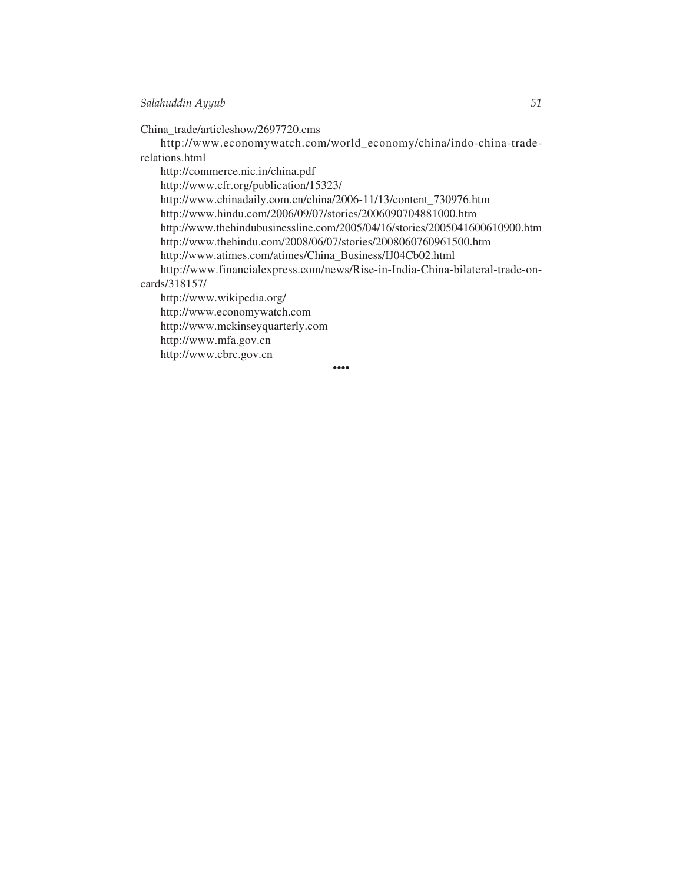China_trade/articleshow/2697720.cms

http://www.economywatch.com/world_economy/china/indo-china-trade-relations.html

http://commerce.nic.in/china.pdf

http://www.cfr.org/publication/15323/

http://www.chinadaily.com.cn/china/2006-11/13/content_730976.htm

http://www.hindu.com/2006/09/07/stories/2006090704881000.htm

http://www.thehindubusinessline.com/2005/04/16/stories/2005041600610900.htm

http://www.thehindu.com/2008/06/07/stories/2008060760961500.htm

http://www.atimes.com/atimes/China_Business/IJ04Cb02.html

http://www.financialexpress.com/news/Rise-in-India-China-bilateral-trade-on-cards/318157/

http://www.wikipedia.org/

http://www.economywatch.com

http://www.mckinseyquarterly.com

http://www.mfa.gov.cn

http://www.cbrc.gov.cn

••••